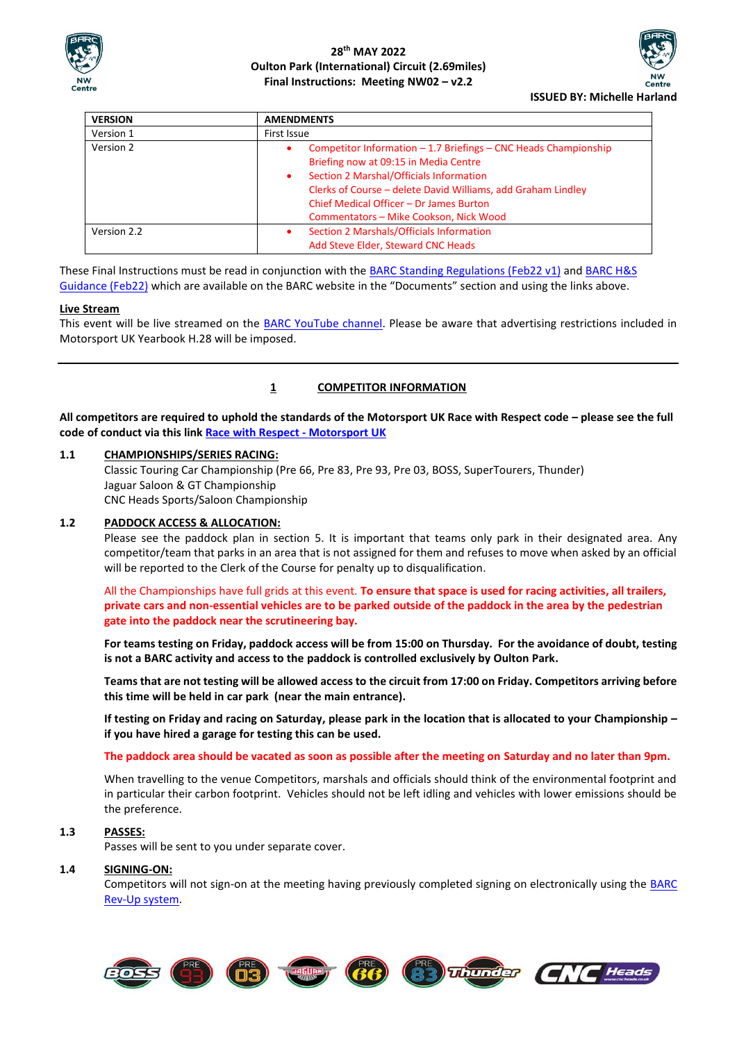**28th MAY 2022**
**Oulton Park (International) Circuit (2.69miles)**
**Final Instructions: Meeting NW02 – v2.2**

**ISSUED BY: Michelle Harland**

| VERSION | AMENDMENTS |
|---|---|
| Version 1 | First Issue |
| Version 2 | • Competitor Information – 1.7 Briefings – CNC Heads Championship Briefing now at 09:15 in Media Centre<br>• Section 2 Marshal/Officials Information<br>Clerks of Course – delete David Williams, add Graham Lindley<br>Chief Medical Officer – Dr James Burton<br>Commentators – Mike Cookson, Nick Wood |
| Version 2.2 | • Section 2 Marshals/Officials Information<br>Add Steve Elder, Steward CNC Heads |

These Final Instructions must be read in conjunction with the BARC Standing Regulations (Feb22 v1) and BARC H&S Guidance (Feb22) which are available on the BARC website in the "Documents" section and using the links above.

**Live Stream**
This event will be live streamed on the BARC YouTube channel. Please be aware that advertising restrictions included in Motorsport UK Yearbook H.28 will be imposed.

## 1 COMPETITOR INFORMATION

**All competitors are required to uphold the standards of the Motorsport UK Race with Respect code – please see the full code of conduct via this link Race with Respect - Motorsport UK**

### 1.1 CHAMPIONSHIPS/SERIES RACING:

Classic Touring Car Championship (Pre 66, Pre 83, Pre 93, Pre 03, BOSS, SuperTourers, Thunder)
Jaguar Saloon & GT Championship
CNC Heads Sports/Saloon Championship

### 1.2 PADDOCK ACCESS & ALLOCATION:

Please see the paddock plan in section 5. It is important that teams only park in their designated area. Any competitor/team that parks in an area that is not assigned for them and refuses to move when asked by an official will be reported to the Clerk of the Course for penalty up to disqualification.

All the Championships have full grids at this event. **To ensure that space is used for racing activities, all trailers, private cars and non-essential vehicles are to be parked outside of the paddock in the area by the pedestrian gate into the paddock near the scrutineering bay.**

**For teams testing on Friday, paddock access will be from 15:00 on Thursday. For the avoidance of doubt, testing is not a BARC activity and access to the paddock is controlled exclusively by Oulton Park.**

**Teams that are not testing will be allowed access to the circuit from 17:00 on Friday. Competitors arriving before this time will be held in car park (near the main entrance).**

**If testing on Friday and racing on Saturday, please park in the location that is allocated to your Championship – if you have hired a garage for testing this can be used.**

**The paddock area should be vacated as soon as possible after the meeting on Saturday and no later than 9pm.**

When travelling to the venue Competitors, marshals and officials should think of the environmental footprint and in particular their carbon footprint. Vehicles should not be left idling and vehicles with lower emissions should be the preference.

### 1.3 PASSES:

Passes will be sent to you under separate cover.

### 1.4 SIGNING-ON:

Competitors will not sign-on at the meeting having previously completed signing on electronically using the BARC Rev-Up system.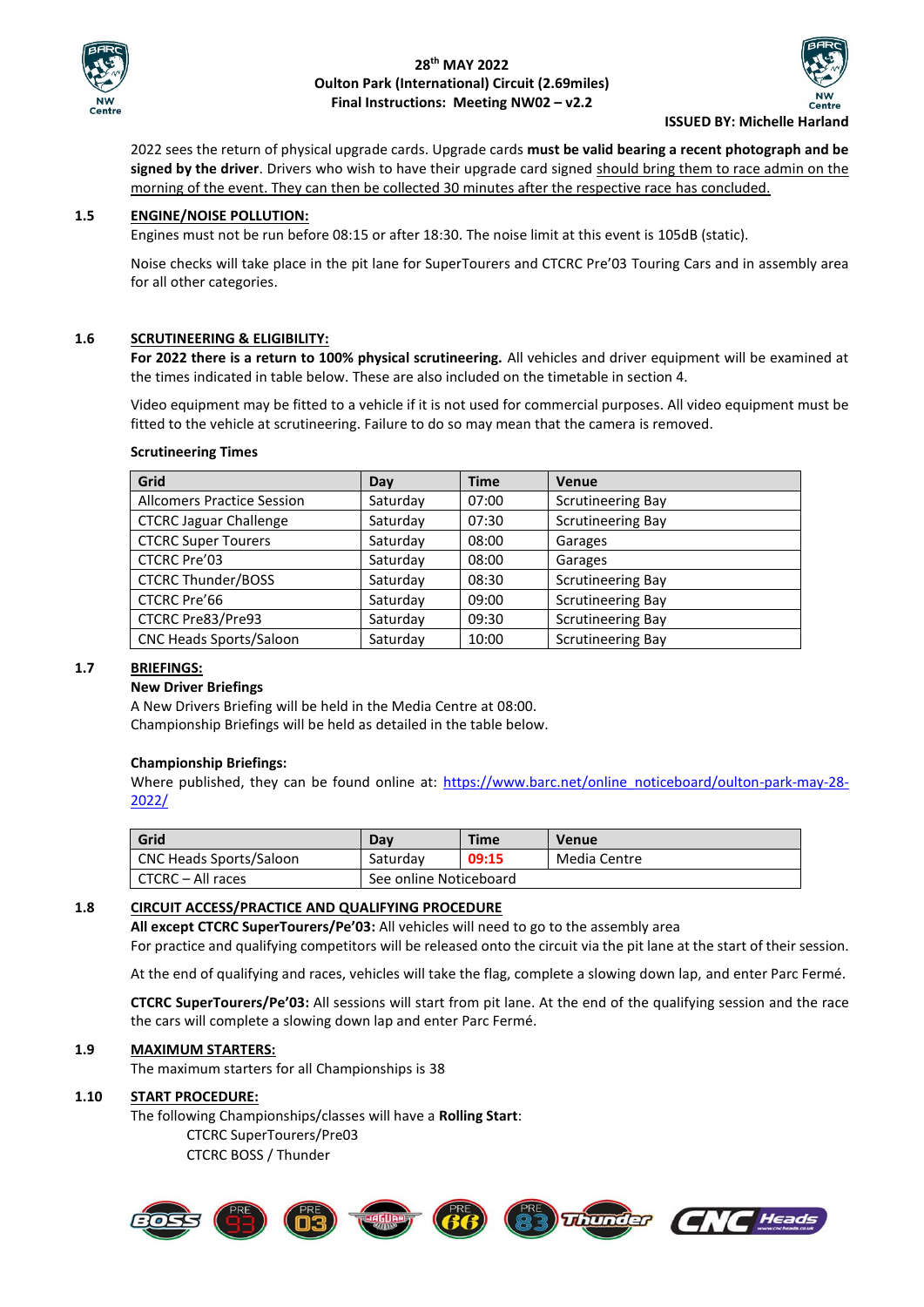2022 sees the return of physical upgrade cards. Upgrade cards **must be valid bearing a recent photograph and be signed by the driver**. Drivers who wish to have their upgrade card signed should bring them to race admin on the morning of the event. They can then be collected 30 minutes after the respective race has concluded.

### 1.5 ENGINE/NOISE POLLUTION:

Engines must not be run before 08:15 or after 18:30. The noise limit at this event is 105dB (static).

Noise checks will take place in the pit lane for SuperTourers and CTCRC Pre'03 Touring Cars and in assembly area for all other categories.

### 1.6 SCRUTINEERING & ELIGIBILITY:

**For 2022 there is a return to 100% physical scrutineering.** All vehicles and driver equipment will be examined at the times indicated in table below. These are also included on the timetable in section 4.

Video equipment may be fitted to a vehicle if it is not used for commercial purposes. All video equipment must be fitted to the vehicle at scrutineering. Failure to do so may mean that the camera is removed.

**Scrutineering Times**

| Grid | Day | Time | Venue |
|---|---|---|---|
| Allcomers Practice Session | Saturday | 07:00 | Scrutineering Bay |
| CTCRC Jaguar Challenge | Saturday | 07:30 | Scrutineering Bay |
| CTCRC Super Tourers | Saturday | 08:00 | Garages |
| CTCRC Pre'03 | Saturday | 08:00 | Garages |
| CTCRC Thunder/BOSS | Saturday | 08:30 | Scrutineering Bay |
| CTCRC Pre'66 | Saturday | 09:00 | Scrutineering Bay |
| CTCRC Pre83/Pre93 | Saturday | 09:30 | Scrutineering Bay |
| CNC Heads Sports/Saloon | Saturday | 10:00 | Scrutineering Bay |

### 1.7 BRIEFINGS:

**New Driver Briefings**

A New Drivers Briefing will be held in the Media Centre at 08:00.
Championship Briefings will be held as detailed in the table below.

**Championship Briefings:**

Where published, they can be found online at: https://www.barc.net/online_noticeboard/oulton-park-may-28-2022/

| Grid | Day | Time | Venue |
|---|---|---|---|
| CNC Heads Sports/Saloon | Saturday | 09:15 | Media Centre |
| CTCRC – All races | See online Noticeboard | | |

### 1.8 CIRCUIT ACCESS/PRACTICE AND QUALIFYING PROCEDURE

**All except CTCRC SuperTourers/Pe'03:** All vehicles will need to go to the assembly area
For practice and qualifying competitors will be released onto the circuit via the pit lane at the start of their session.

At the end of qualifying and races, vehicles will take the flag, complete a slowing down lap, and enter Parc Fermé.

**CTCRC SuperTourers/Pe'03:** All sessions will start from pit lane. At the end of the qualifying session and the race the cars will complete a slowing down lap and enter Parc Fermé.

### 1.9 MAXIMUM STARTERS:

The maximum starters for all Championships is 38

### 1.10 START PROCEDURE:

The following Championships/classes will have a **Rolling Start**:

- CTCRC SuperTourers/Pre03
- CTCRC BOSS / Thunder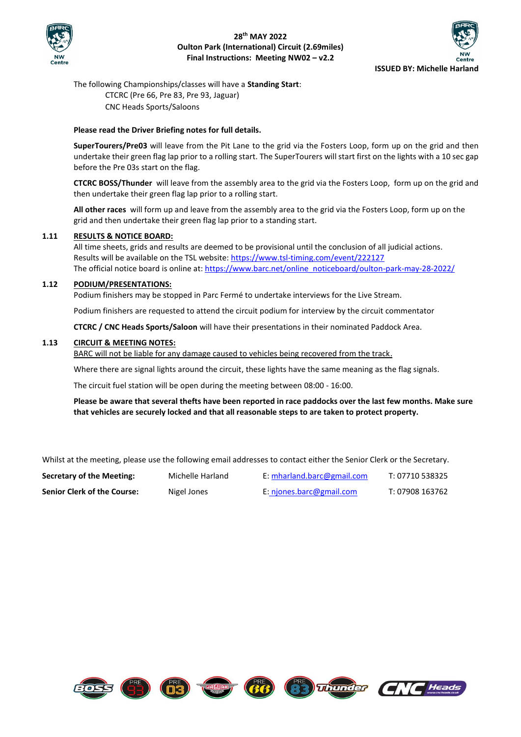The following Championships/classes will have a **Standing Start**:

CTCRC (Pre 66, Pre 83, Pre 93, Jaguar)
CNC Heads Sports/Saloons

**Please read the Driver Briefing notes for full details.**

**SuperTourers/Pre03** will leave from the Pit Lane to the grid via the Fosters Loop, form up on the grid and then undertake their green flag lap prior to a rolling start. The SuperTourers will start first on the lights with a 10 sec gap before the Pre 03s start on the flag.

**CTCRC BOSS/Thunder** will leave from the assembly area to the grid via the Fosters Loop, form up on the grid and then undertake their green flag lap prior to a rolling start.

**All other races** will form up and leave from the assembly area to the grid via the Fosters Loop, form up on the grid and then undertake their green flag lap prior to a standing start.

**1.11 RESULTS & NOTICE BOARD:**

All time sheets, grids and results are deemed to be provisional until the conclusion of all judicial actions.
Results will be available on the TSL website: https://www.tsl-timing.com/event/222127
The official notice board is online at: https://www.barc.net/online_noticeboard/oulton-park-may-28-2022/

**1.12 PODIUM/PRESENTATIONS:**

Podium finishers may be stopped in Parc Fermé to undertake interviews for the Live Stream.

Podium finishers are requested to attend the circuit podium for interview by the circuit commentator

**CTCRC / CNC Heads Sports/Saloon** will have their presentations in their nominated Paddock Area.

**1.13 CIRCUIT & MEETING NOTES:**

BARC will not be liable for any damage caused to vehicles being recovered from the track.

Where there are signal lights around the circuit, these lights have the same meaning as the flag signals.

The circuit fuel station will be open during the meeting between 08:00 - 16:00.

**Please be aware that several thefts have been reported in race paddocks over the last few months. Make sure that vehicles are securely locked and that all reasonable steps to are taken to protect property.**

Whilst at the meeting, please use the following email addresses to contact either the Senior Clerk or the Secretary.

| | | | |
|---|---|---|---|
| **Secretary of the Meeting:** | Michelle Harland | E: mharland.barc@gmail.com | T: 07710 538325 |
| **Senior Clerk of the Course:** | Nigel Jones | E: njones.barc@gmail.com | T: 07908 163762 |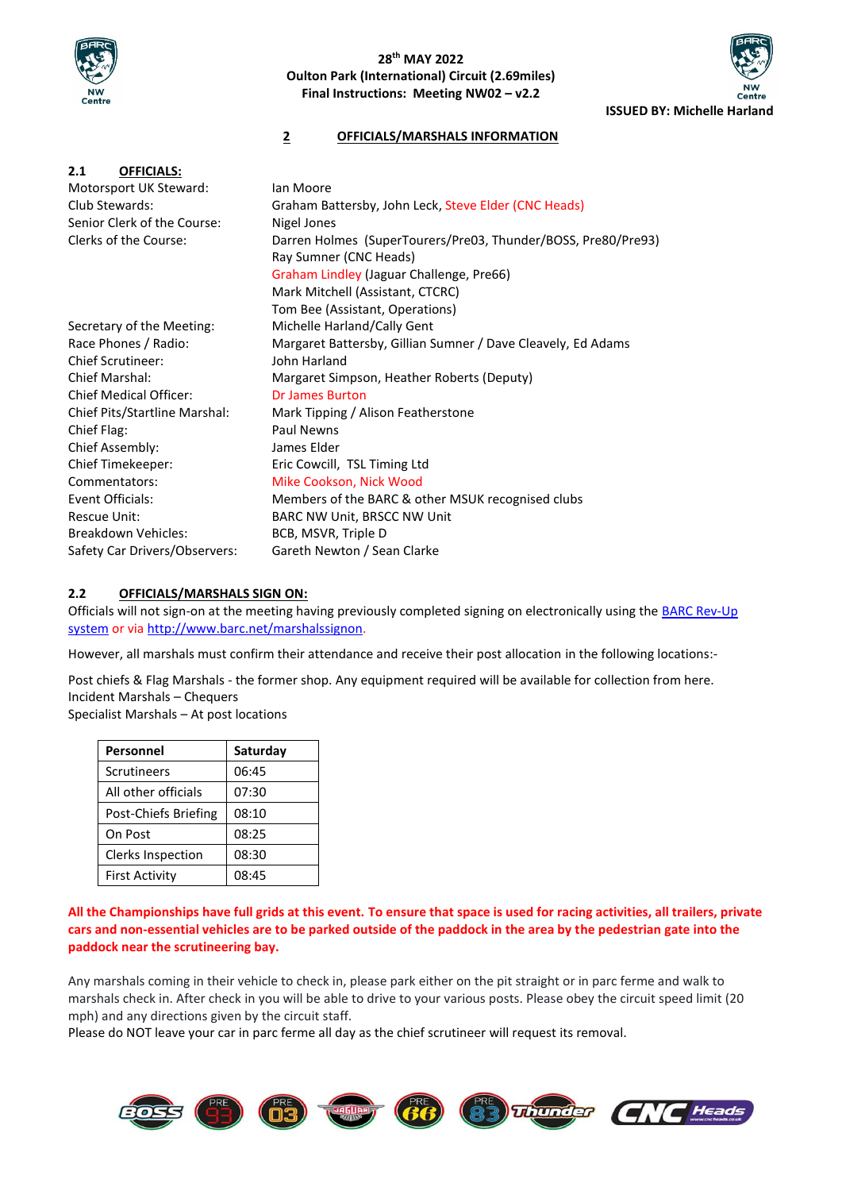**28th MAY 2022**
**Oulton Park (International) Circuit (2.69miles)**
**Final Instructions: Meeting NW02 – v2.2**

**ISSUED BY: Michelle Harland**

## 2 OFFICIALS/MARSHALS INFORMATION

### 2.1 OFFICIALS:

| | |
|---|---|
| Motorsport UK Steward: | Ian Moore |
| Club Stewards: | Graham Battersby, John Leck, Steve Elder (CNC Heads) |
| Senior Clerk of the Course: | Nigel Jones |
| Clerks of the Course: | Darren Holmes (SuperTourers/Pre03, Thunder/BOSS, Pre80/Pre93)<br>Ray Sumner (CNC Heads)<br>Graham Lindley (Jaguar Challenge, Pre66)<br>Mark Mitchell (Assistant, CTCRC)<br>Tom Bee (Assistant, Operations) |
| Secretary of the Meeting: | Michelle Harland/Cally Gent |
| Race Phones / Radio: | Margaret Battersby, Gillian Sumner / Dave Cleavely, Ed Adams |
| Chief Scrutineer: | John Harland |
| Chief Marshal: | Margaret Simpson, Heather Roberts (Deputy) |
| Chief Medical Officer: | Dr James Burton |
| Chief Pits/Startline Marshal: | Mark Tipping / Alison Featherstone |
| Chief Flag: | Paul Newns |
| Chief Assembly: | James Elder |
| Chief Timekeeper: | Eric Cowcill, TSL Timing Ltd |
| Commentators: | Mike Cookson, Nick Wood |
| Event Officials: | Members of the BARC & other MSUK recognised clubs |
| Rescue Unit: | BARC NW Unit, BRSCC NW Unit |
| Breakdown Vehicles: | BCB, MSVR, Triple D |
| Safety Car Drivers/Observers: | Gareth Newton / Sean Clarke |

### 2.2 OFFICIALS/MARSHALS SIGN ON:

Officials will not sign-on at the meeting having previously completed signing on electronically using the BARC Rev-Up system or via http://www.barc.net/marshalssignon.

However, all marshals must confirm their attendance and receive their post allocation in the following locations:-

Post chiefs & Flag Marshals - the former shop. Any equipment required will be available for collection from here.
Incident Marshals – Chequers
Specialist Marshals – At post locations

| Personnel | Saturday |
|---|---|
| Scrutineers | 06:45 |
| All other officials | 07:30 |
| Post-Chiefs Briefing | 08:10 |
| On Post | 08:25 |
| Clerks Inspection | 08:30 |
| First Activity | 08:45 |

**All the Championships have full grids at this event. To ensure that space is used for racing activities, all trailers, private cars and non-essential vehicles are to be parked outside of the paddock in the area by the pedestrian gate into the paddock near the scrutineering bay.**

Any marshals coming in their vehicle to check in, please park either on the pit straight or in parc ferme and walk to marshals check in. After check in you will be able to drive to your various posts. Please obey the circuit speed limit (20 mph) and any directions given by the circuit staff.
Please do NOT leave your car in parc ferme all day as the chief scrutineer will request its removal.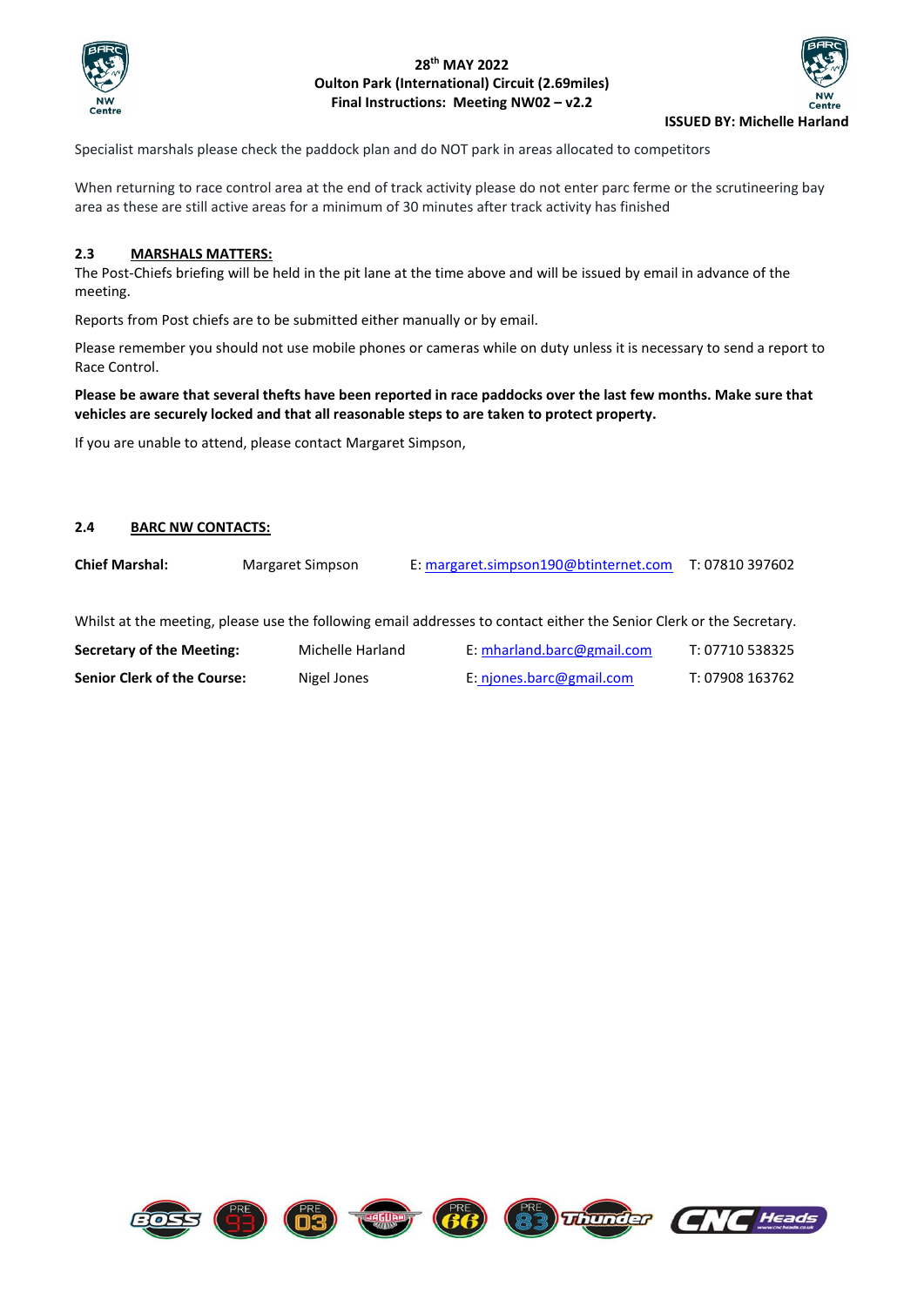Specialist marshals please check the paddock plan and do NOT park in areas allocated to competitors

When returning to race control area at the end of track activity please do not enter parc ferme or the scrutineering bay area as these are still active areas for a minimum of 30 minutes after track activity has finished

### 2.3 MARSHALS MATTERS:

The Post-Chiefs briefing will be held in the pit lane at the time above and will be issued by email in advance of the meeting.

Reports from Post chiefs are to be submitted either manually or by email.

Please remember you should not use mobile phones or cameras while on duty unless it is necessary to send a report to Race Control.

**Please be aware that several thefts have been reported in race paddocks over the last few months. Make sure that vehicles are securely locked and that all reasonable steps to are taken to protect property.**

If you are unable to attend, please contact Margaret Simpson,

### 2.4 BARC NW CONTACTS:

| | | | |
|---|---|---|---|
| **Chief Marshal:** | Margaret Simpson | E: margaret.simpson190@btinternet.com | T: 07810 397602 |

Whilst at the meeting, please use the following email addresses to contact either the Senior Clerk or the Secretary.

| | | | |
|---|---|---|---|
| **Secretary of the Meeting:** | Michelle Harland | E: mharland.barc@gmail.com | T: 07710 538325 |
| **Senior Clerk of the Course:** | Nigel Jones | E: njones.barc@gmail.com | T: 07908 163762 |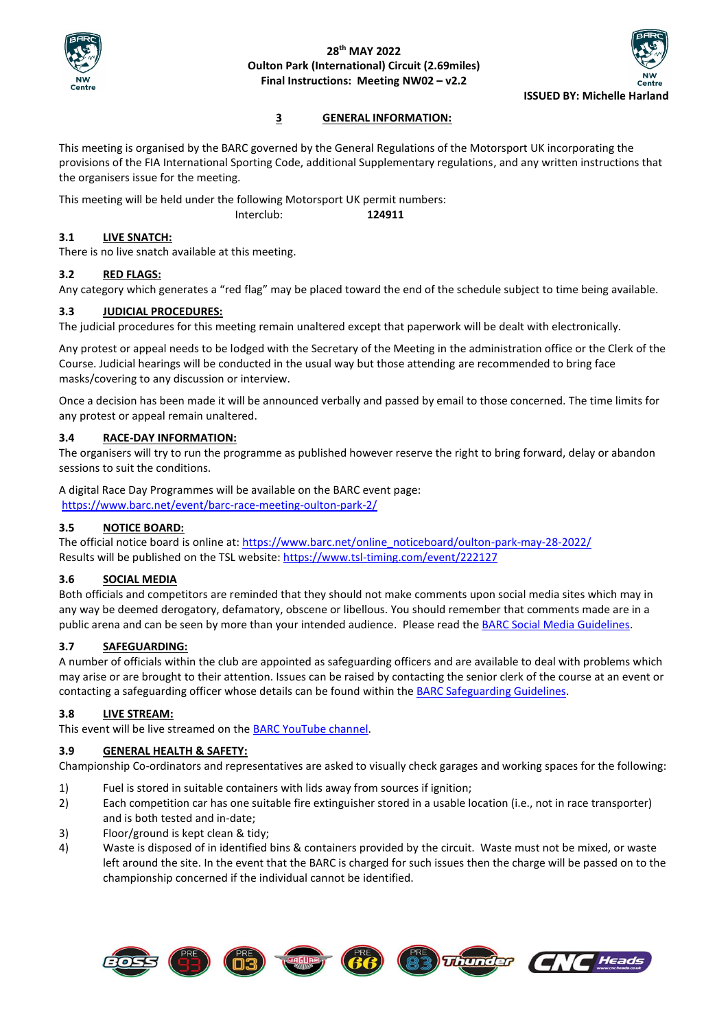## 3 GENERAL INFORMATION:

This meeting is organised by the BARC governed by the General Regulations of the Motorsport UK incorporating the provisions of the FIA International Sporting Code, additional Supplementary regulations, and any written instructions that the organisers issue for the meeting.

This meeting will be held under the following Motorsport UK permit numbers:

Interclub: **124911**

### 3.1 LIVE SNATCH:

There is no live snatch available at this meeting.

### 3.2 RED FLAGS:

Any category which generates a "red flag" may be placed toward the end of the schedule subject to time being available.

### 3.3 JUDICIAL PROCEDURES:

The judicial procedures for this meeting remain unaltered except that paperwork will be dealt with electronically.

Any protest or appeal needs to be lodged with the Secretary of the Meeting in the administration office or the Clerk of the Course. Judicial hearings will be conducted in the usual way but those attending are recommended to bring face masks/covering to any discussion or interview.

Once a decision has been made it will be announced verbally and passed by email to those concerned. The time limits for any protest or appeal remain unaltered.

### 3.4 RACE-DAY INFORMATION:

The organisers will try to run the programme as published however reserve the right to bring forward, delay or abandon sessions to suit the conditions.

A digital Race Day Programmes will be available on the BARC event page:
https://www.barc.net/event/barc-race-meeting-oulton-park-2/

### 3.5 NOTICE BOARD:

The official notice board is online at: https://www.barc.net/online_noticeboard/oulton-park-may-28-2022/
Results will be published on the TSL website: https://www.tsl-timing.com/event/222127

### 3.6 SOCIAL MEDIA

Both officials and competitors are reminded that they should not make comments upon social media sites which may in any way be deemed derogatory, defamatory, obscene or libellous. You should remember that comments made are in a public arena and can be seen by more than your intended audience. Please read the BARC Social Media Guidelines.

### 3.7 SAFEGUARDING:

A number of officials within the club are appointed as safeguarding officers and are available to deal with problems which may arise or are brought to their attention. Issues can be raised by contacting the senior clerk of the course at an event or contacting a safeguarding officer whose details can be found within the BARC Safeguarding Guidelines.

### 3.8 LIVE STREAM:

This event will be live streamed on the BARC YouTube channel.

### 3.9 GENERAL HEALTH & SAFETY:

Championship Co-ordinators and representatives are asked to visually check garages and working spaces for the following:

1) Fuel is stored in suitable containers with lids away from sources if ignition;
2) Each competition car has one suitable fire extinguisher stored in a usable location (i.e., not in race transporter) and is both tested and in-date;
3) Floor/ground is kept clean & tidy;
4) Waste is disposed of in identified bins & containers provided by the circuit. Waste must not be mixed, or waste left around the site. In the event that the BARC is charged for such issues then the charge will be passed on to the championship concerned if the individual cannot be identified.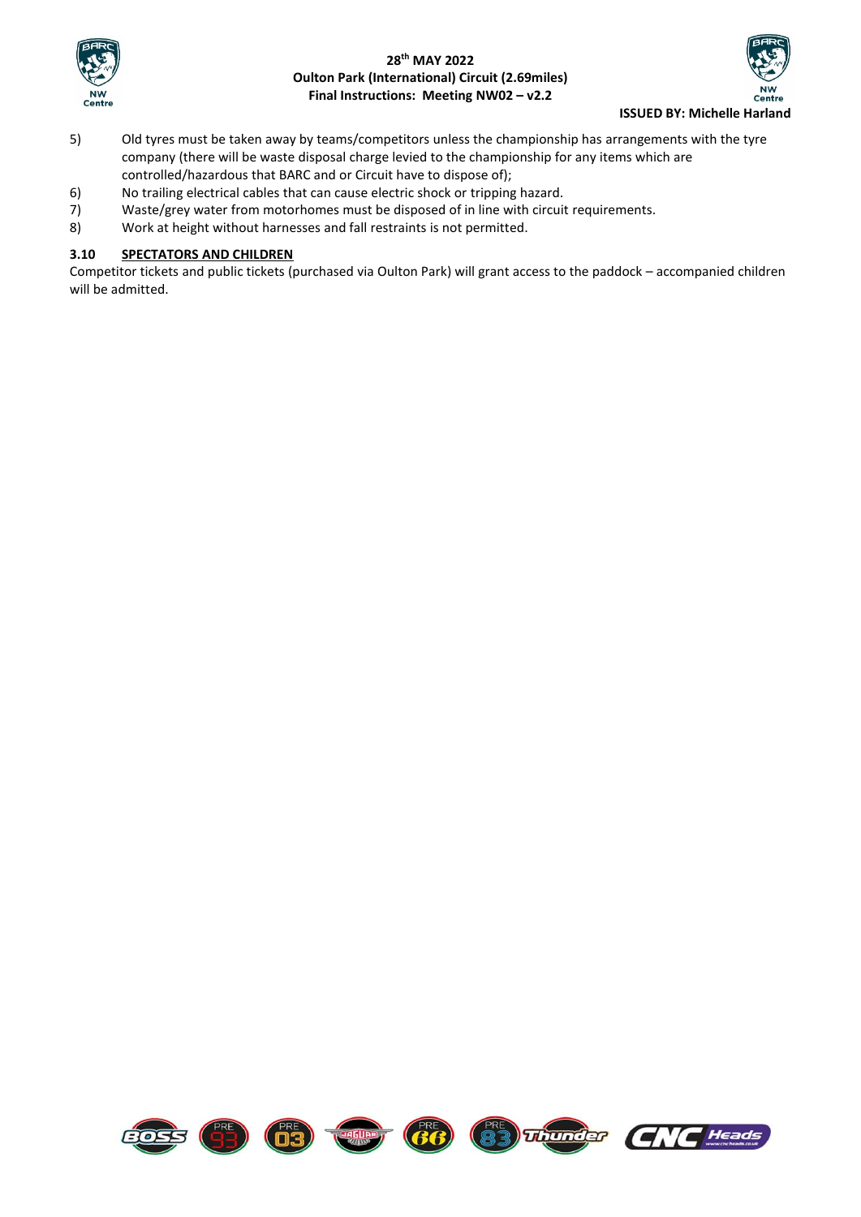5) Old tyres must be taken away by teams/competitors unless the championship has arrangements with the tyre company (there will be waste disposal charge levied to the championship for any items which are controlled/hazardous that BARC and or Circuit have to dispose of);
6) No trailing electrical cables that can cause electric shock or tripping hazard.
7) Waste/grey water from motorhomes must be disposed of in line with circuit requirements.
8) Work at height without harnesses and fall restraints is not permitted.

### 3.10 SPECTATORS AND CHILDREN

Competitor tickets and public tickets (purchased via Oulton Park) will grant access to the paddock – accompanied children will be admitted.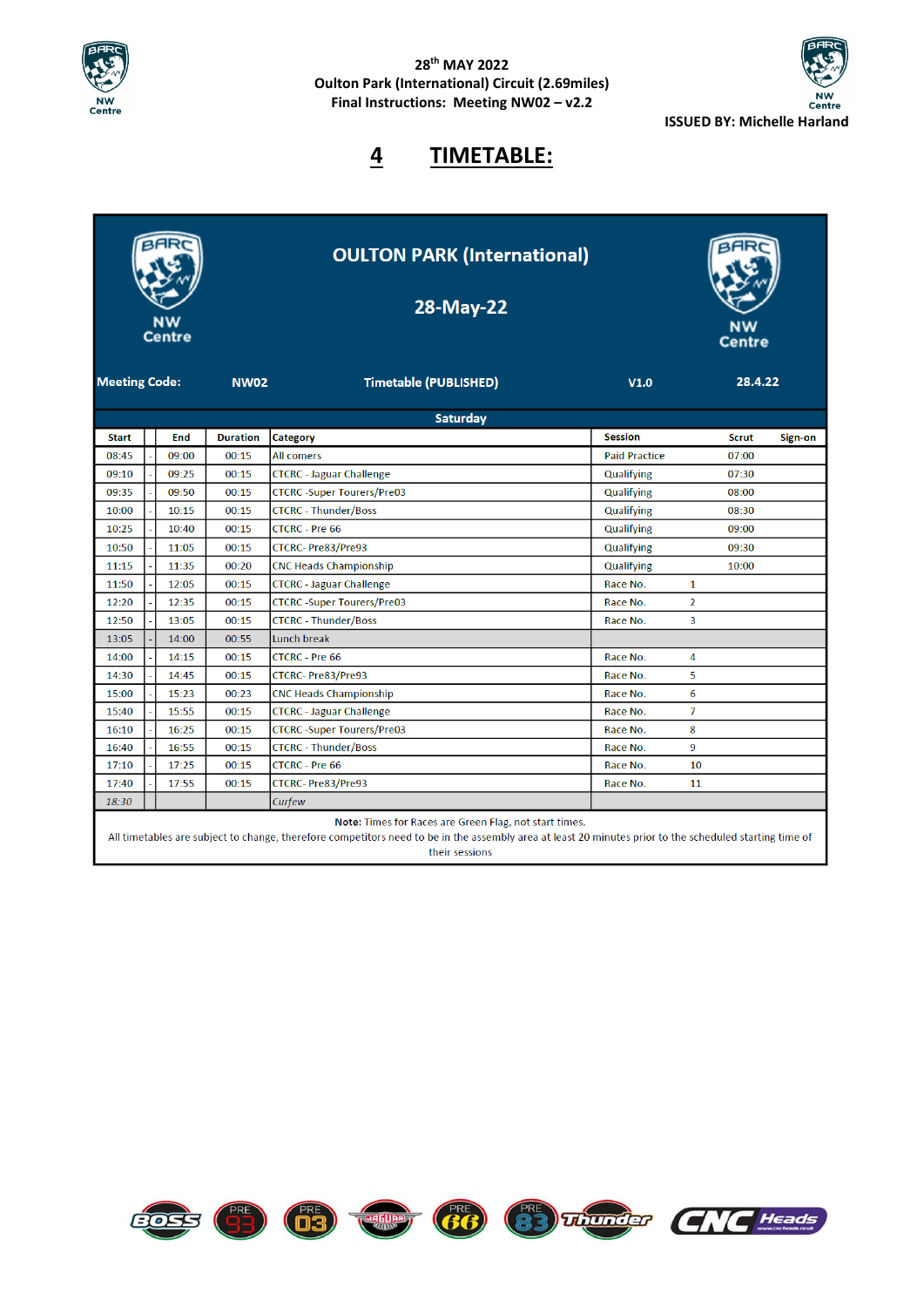28th MAY 2022
Oulton Park (International) Circuit (2.69miles)
Final Instructions: Meeting NW02 – v2.2

ISSUED BY: Michelle Harland

# 4 TIMETABLE:

**OULTON PARK (International)**

**28-May-22**

**Meeting Code:** NW02 **Timetable (PUBLISHED)** V1.0 28.4.22

**Saturday**

| Start | | End | Duration | Category | Session | | Scrut | Sign-on |
|---|---|---|---|---|---|---|---|---|
| 08:45 | - | 09:00 | 00:15 | All comers | Paid Practice | | 07:00 | |
| 09:10 | - | 09:25 | 00:15 | CTCRC - Jaguar Challenge | Qualifying | | 07:30 | |
| 09:35 | - | 09:50 | 00:15 | CTCRC -Super Tourers/Pre03 | Qualifying | | 08:00 | |
| 10:00 | - | 10:15 | 00:15 | CTCRC - Thunder/Boss | Qualifying | | 08:30 | |
| 10:25 | - | 10:40 | 00:15 | CTCRC - Pre 66 | Qualifying | | 09:00 | |
| 10:50 | - | 11:05 | 00:15 | CTCRC- Pre83/Pre93 | Qualifying | | 09:30 | |
| 11:15 | - | 11:35 | 00:20 | CNC Heads Championship | Qualifying | | 10:00 | |
| 11:50 | - | 12:05 | 00:15 | CTCRC - Jaguar Challenge | Race No. | 1 | | |
| 12:20 | - | 12:35 | 00:15 | CTCRC -Super Tourers/Pre03 | Race No. | 2 | | |
| 12:50 | - | 13:05 | 00:15 | CTCRC - Thunder/Boss | Race No. | 3 | | |
| 13:05 | - | 14:00 | 00:55 | Lunch break | | | | |
| 14:00 | - | 14:15 | 00:15 | CTCRC - Pre 66 | Race No. | 4 | | |
| 14:30 | - | 14:45 | 00:15 | CTCRC- Pre83/Pre93 | Race No. | 5 | | |
| 15:00 | - | 15:23 | 00:23 | CNC Heads Championship | Race No. | 6 | | |
| 15:40 | - | 15:55 | 00:15 | CTCRC - Jaguar Challenge | Race No. | 7 | | |
| 16:10 | - | 16:25 | 00:15 | CTCRC -Super Tourers/Pre03 | Race No. | 8 | | |
| 16:40 | - | 16:55 | 00:15 | CTCRC - Thunder/Boss | Race No. | 9 | | |
| 17:10 | - | 17:25 | 00:15 | CTCRC - Pre 66 | Race No. | 10 | | |
| 17:40 | - | 17:55 | 00:15 | CTCRC- Pre83/Pre93 | Race No. | 11 | | |
| *18:30* | | | | *Curfew* | | | | |

**Note:** Times for Races are Green Flag, not start times.
All timetables are subject to change, therefore competitors need to be in the assembly area at least 20 minutes prior to the scheduled starting time of their sessions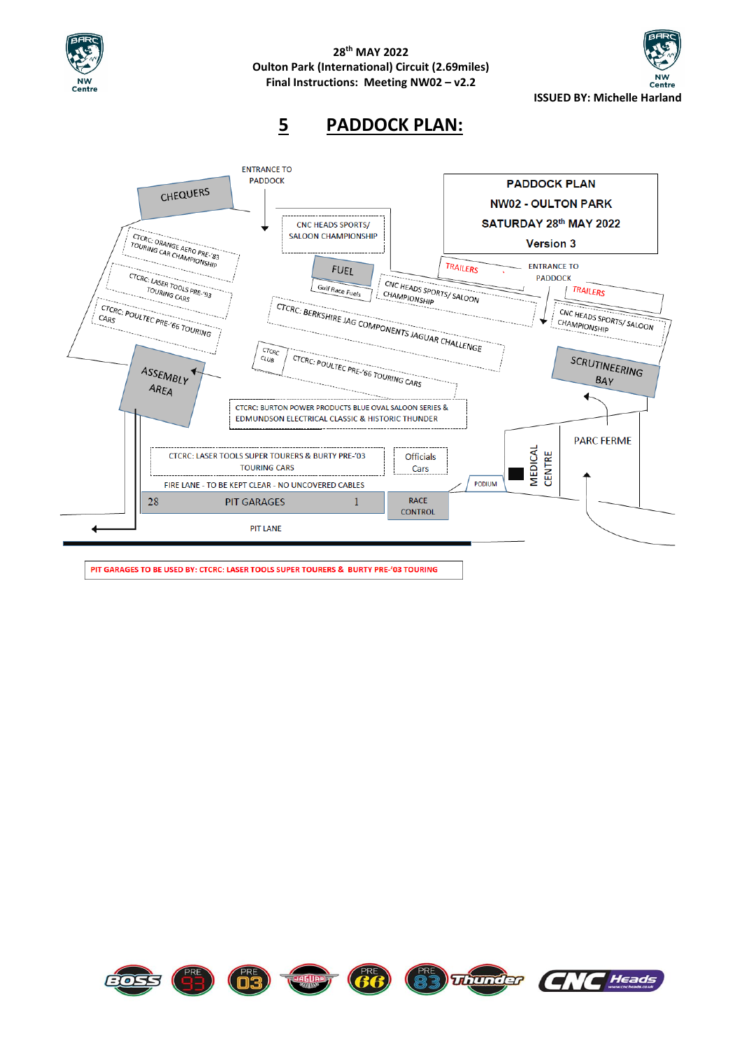28th MAY 2022
Oulton Park (International) Circuit (2.69miles)
Final Instructions: Meeting NW02 – v2.2

ISSUED BY: Michelle Harland

## 5 PADDOCK PLAN:

PADDOCK PLAN
NW02 - OULTON PARK
SATURDAY 28th MAY 2022
Version 3

ENTRANCE TO PADDOCK

CHEQUERS

CNC HEADS SPORTS/ SALOON CHAMPIONSHIP

CTCRC: ORANGE AERO PRE-'83 TOURING CAR CHAMPIONSHIP

CTCRC: LASER TOOLS PRE-'93 TOURING CARS

CTCRC: POULTEC PRE-'66 TOURING CARS

FUEL

Gulf Race Fuels

TRAILERS

ENTRANCE TO PADDOCK

TRAILERS

CNC HEADS SPORTS/ SALOON CHAMPIONSHIP

CNC HEADS SPORTS/ SALOON CHAMPIONSHIP

CTCRC: BERKSHIRE JAG COMPONENTS JAGUAR CHALLENGE

SCRUTINEERING BAY

ASSEMBLY AREA

CTCRC CLUB

CTCRC: POULTEC PRE-'66 TOURING CARS

CTCRC: BURTON POWER PRODUCTS BLUE OVAL SALOON SERIES & EDMUNDSON ELECTRICAL CLASSIC & HISTORIC THUNDER

PARC FERME

MEDICAL CENTRE

CTCRC: LASER TOOLS SUPER TOURERS & BURTY PRE-'03 TOURING CARS

Officials Cars

PODIUM

FIRE LANE - TO BE KEPT CLEAR - NO UNCOVERED CABLES

28 PIT GARAGES 1

RACE CONTROL

PIT LANE

PIT GARAGES TO BE USED BY: CTCRC: LASER TOOLS SUPER TOURERS & BURTY PRE-'03 TOURING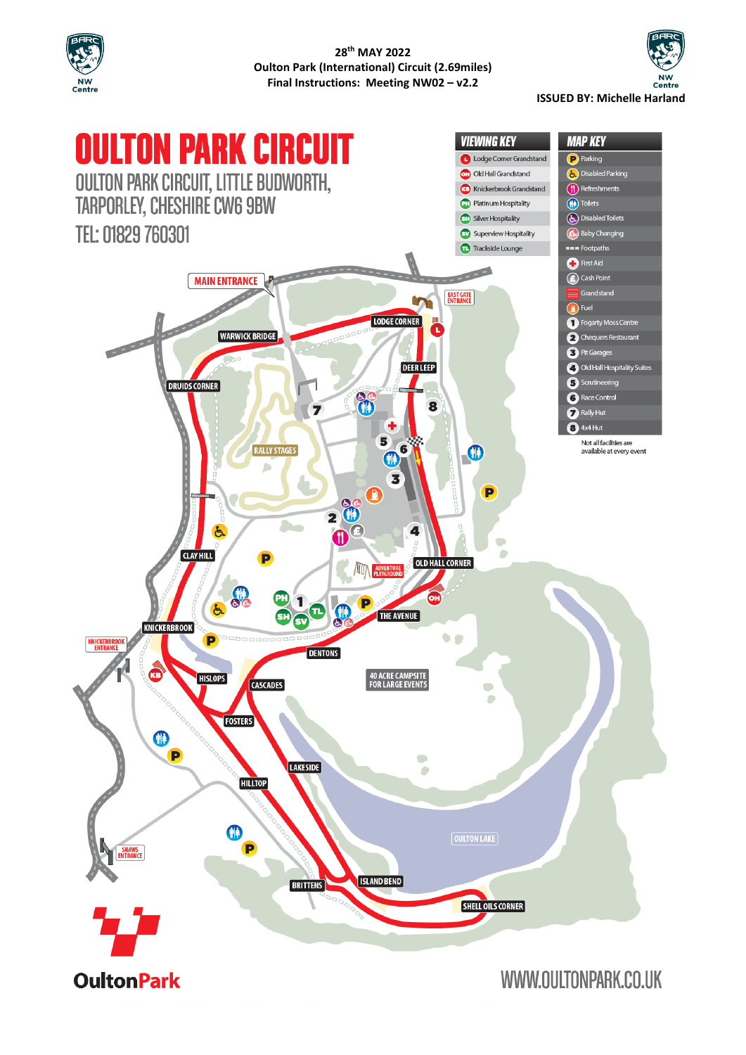28th MAY 2022
Oulton Park (International) Circuit (2.69miles)
Final Instructions: Meeting NW02 – v2.2

ISSUED BY: Michelle Harland

# OULTON PARK CIRCUIT

OULTON PARK CIRCUIT, LITTLE BUDWORTH, TARPORLEY, CHESHIRE CW6 9BW

TEL: 01829 760301

## VIEWING KEY

- L – Lodge Corner Grandstand
- OH – Old Hall Grandstand
- KB – Knickerbrook Grandstand
- PH – Platinum Hospitality
- SH – Silver Hospitality
- SV – Superview Hospitality
- TL – Trackside Lounge

## MAP KEY

- P – Parking
- Disabled Parking
- Refreshments
- Toilets
- Disabled Toilets
- Baby Changing
- Footpaths
- First Aid
- £ – Cash Point
- Grandstand
- Fuel
- 1 – Fogarty Moss Centre
- 2 – Chequers Restaurant
- 3 – Pit Garages
- 4 – Old Hall Hospitality Suites
- 5 – Scrutineering
- 6 – Race Control
- 7 – Rally Hut
- 8 – 4x4 Hut

Not all facilities are available at every event

MAIN ENTRANCE
EAST GATE ENTRANCE
LODGE CORNER
WARWICK BRIDGE
DEER LEEP
DRUIDS CORNER
RALLY STAGES
CLAY HILL
OLD HALL CORNER
ADVENTURE PLAYGROUND
THE AVENUE
KNICKERBROOK
KNICKERBROOK ENTRANCE
DENTONS
40 ACRE CAMPSITE FOR LARGE EVENTS
HISLOPS
CASCADES
FOSTERS
LAKESIDE
HILLTOP
OULTON LAKE
SHAWS ENTRANCE
BRITTENS
ISLAND BEND
SHELL OILS CORNER

OultonPark

WWW.OULTONPARK.CO.UK